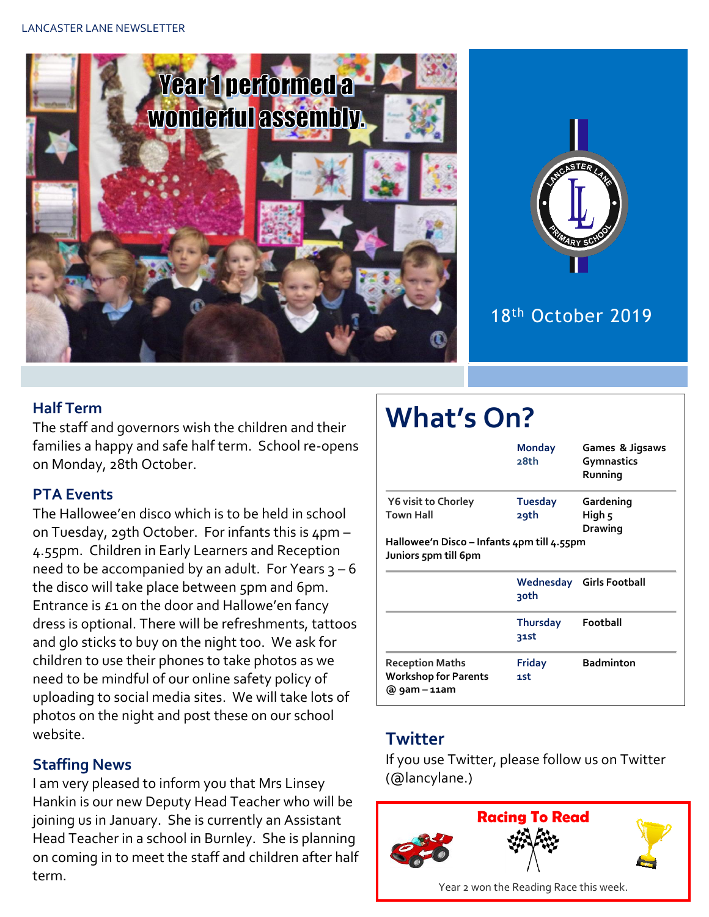LANCASTER LANE NEWSLETTER

Year 1 performed a wonderful assembly.

18th October 2019

## Half Term

The staff and governors wish the children and their families a happy and safe half term. School re-opens on Monday, 28th October.

## PTA Events

The Hallowee'en disco which is to be held in school on Tuesday, 29th October. For infants this is 4pm – 4.55pm. Children in Early Learners and Reception need to be accompanied by an adult. For Years 3 – 6 the disco will take place between 5pm and 6pm. Entrance is £1 on the door and Hallowe'en fancy dress is optional. There will be refreshments, tattoos and glo sticks to buy on the night too. We ask for children to use their phones to take photos as we need to be mindful of our online safety policy of uploading to social media sites. We will take lots of photos on the night and post these on our school website.

## Staffing News

I am very pleased to inform you that Mrs Linsey Hankin is our new Deputy Head Teacher who will be joining us in January. She is currently an Assistant Head Teacher in a school in Burnley. She is planning on coming in to meet the staff and children after half term.

# What's On?

| | | |
|---|---|---|
| | Monday 28th | Games & Jigsaws<br>Gymnastics<br>Running |
| Y6 visit to Chorley Town Hall | Tuesday 29th | Gardening<br>High 5<br>Drawing |
| **Hallowee'n Disco – Infants 4pm till 4.55pm Juniors 5pm till 6pm** | | |
| | Wednesday 30th | Girls Football |
| | Thursday 31st | Football |
| Reception Maths Workshop for Parents @ 9am – 11am | Friday 1st | Badminton |

## Twitter

If you use Twitter, please follow us on Twitter (@lancylane.)

**Racing To Read**

Year 2 won the Reading Race this week.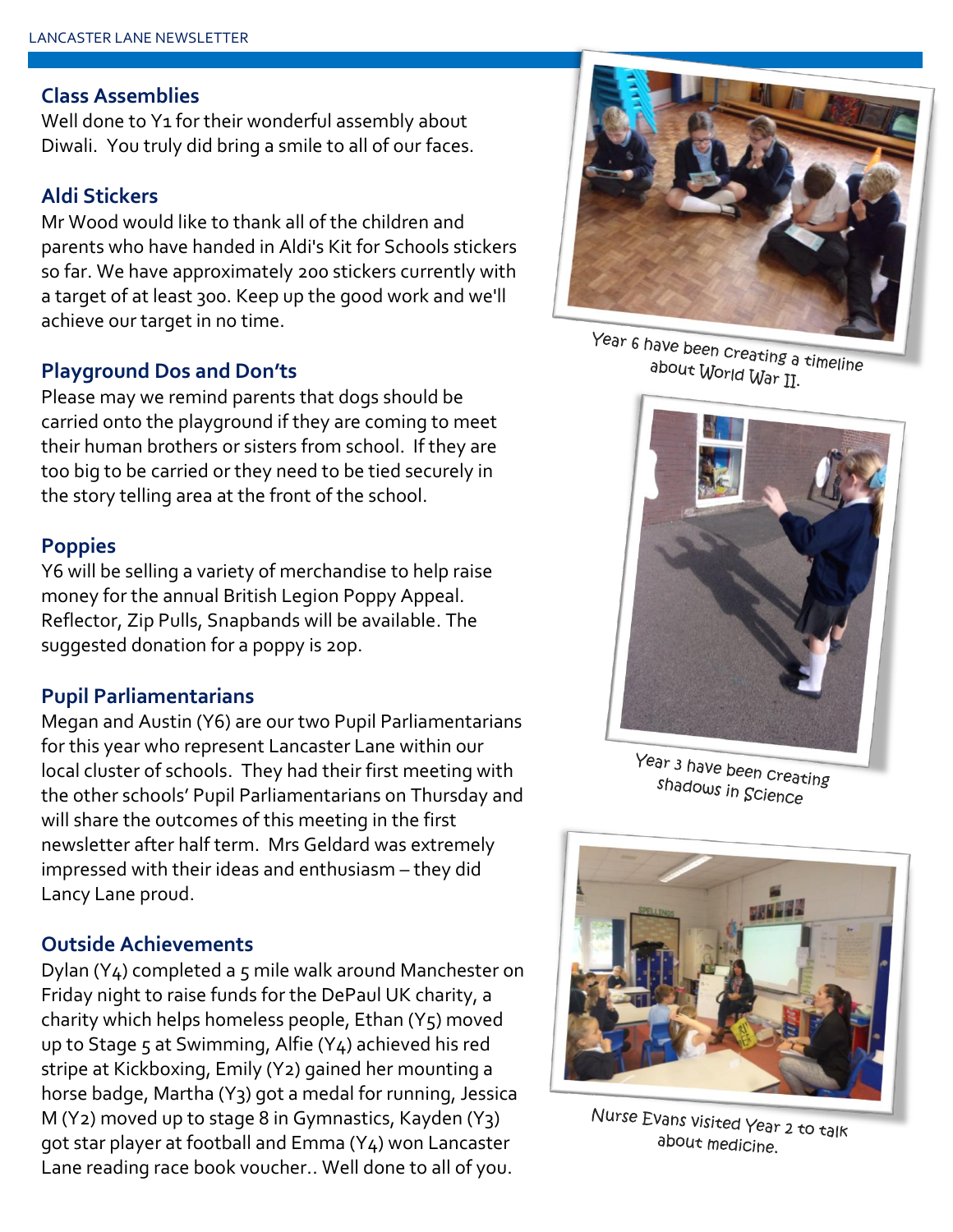## Class Assemblies

Well done to Y1 for their wonderful assembly about Diwali. You truly did bring a smile to all of our faces.

## Aldi Stickers

Mr Wood would like to thank all of the children and parents who have handed in Aldi's Kit for Schools stickers so far. We have approximately 200 stickers currently with a target of at least 300. Keep up the good work and we'll achieve our target in no time.

## Playground Dos and Don'ts

Please may we remind parents that dogs should be carried onto the playground if they are coming to meet their human brothers or sisters from school. If they are too big to be carried or they need to be tied securely in the story telling area at the front of the school.

## Poppies

Y6 will be selling a variety of merchandise to help raise money for the annual British Legion Poppy Appeal. Reflector, Zip Pulls, Snapbands will be available. The suggested donation for a poppy is 20p.

## Pupil Parliamentarians

Megan and Austin (Y6) are our two Pupil Parliamentarians for this year who represent Lancaster Lane within our local cluster of schools. They had their first meeting with the other schools' Pupil Parliamentarians on Thursday and will share the outcomes of this meeting in the first newsletter after half term. Mrs Geldard was extremely impressed with their ideas and enthusiasm – they did Lancy Lane proud.

## Outside Achievements

Dylan (Y4) completed a 5 mile walk around Manchester on Friday night to raise funds for the DePaul UK charity, a charity which helps homeless people, Ethan (Y5) moved up to Stage 5 at Swimming, Alfie (Y4) achieved his red stripe at Kickboxing, Emily (Y2) gained her mounting a horse badge, Martha (Y3) got a medal for running, Jessica M (Y2) moved up to stage 8 in Gymnastics, Kayden (Y3) got star player at football and Emma (Y4) won Lancaster Lane reading race book voucher.. Well done to all of you.

Year 6 have been creating a timeline about World War II.

Year 3 have been creating shadows in Science

Nurse Evans visited Year 2 to talk about medicine.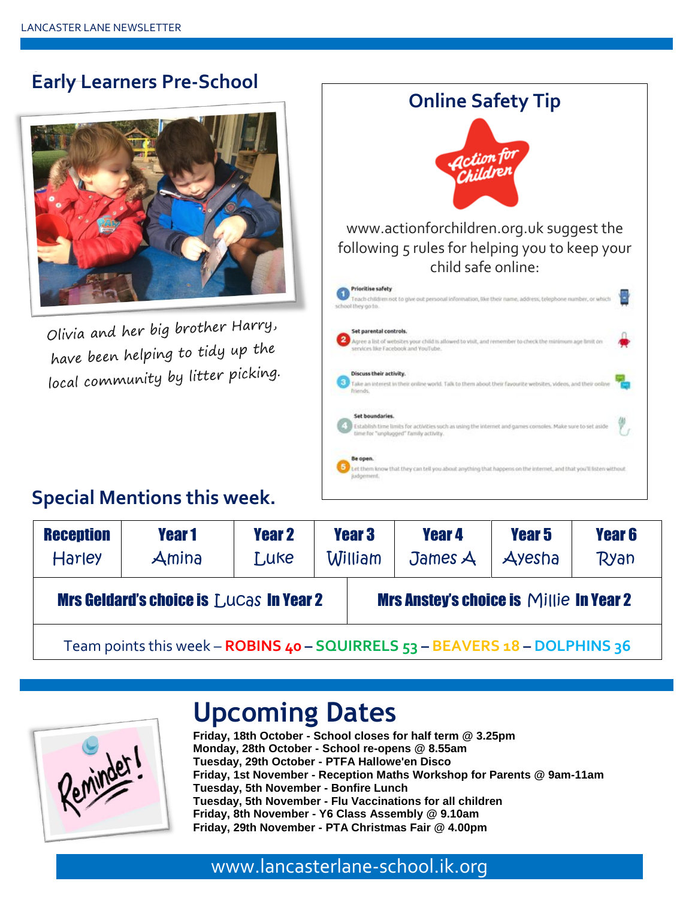## Early Learners Pre-School

Olivia and her big brother Harry, have been helping to tidy up the local community by litter picking.

## Online Safety Tip

Action for Children

www.actionforchildren.org.uk suggest the following 5 rules for helping you to keep your child safe online:

1. **Prioritise safety**
   Teach children not to give out personal information, like their name, address, telephone number, or which school they go to.
2. **Set parental controls.**
   Agree a list of websites your child is allowed to visit, and remember to check the minimum age limit on services like Facebook and YouTube.
3. **Discuss their activity.**
   Take an interest in their online world. Talk to them about their favourite websites, videos, and their online friends.
4. **Set boundaries.**
   Establish time limits for activities such as using the internet and games consoles. Make sure to set aside time for "unplugged" family activity.
5. **Be open.**
   Let them know that they can tell you about anything that happens on the internet, and that you'll listen without judgement.

## Special Mentions this week.

| Reception | Year 1 | Year 2 | Year 3 | Year 4 | Year 5 | Year 6 |
|---|---|---|---|---|---|---|
| Harley | Amina | Luke | William | James A | Ayesha | Ryan |

**Mrs Geldard's choice is** Lucas **In Year 2**

**Mrs Anstey's choice is** Millie **In Year 2**

Team points this week – **ROBINS 40** – **SQUIRRELS 53** – **BEAVERS 18** – **DOLPHINS 36**

Reminder!

# Upcoming Dates

**Friday, 18th October - School closes for half term @ 3.25pm**
**Monday, 28th October - School re-opens @ 8.55am**
**Tuesday, 29th October - PTFA Hallowe'en Disco**
**Friday, 1st November - Reception Maths Workshop for Parents @ 9am-11am**
**Tuesday, 5th November - Bonfire Lunch**
**Tuesday, 5th November - Flu Vaccinations for all children**
**Friday, 8th November - Y6 Class Assembly @ 9.10am**
**Friday, 29th November - PTA Christmas Fair @ 4.00pm**

www.lancasterlane-school.ik.org